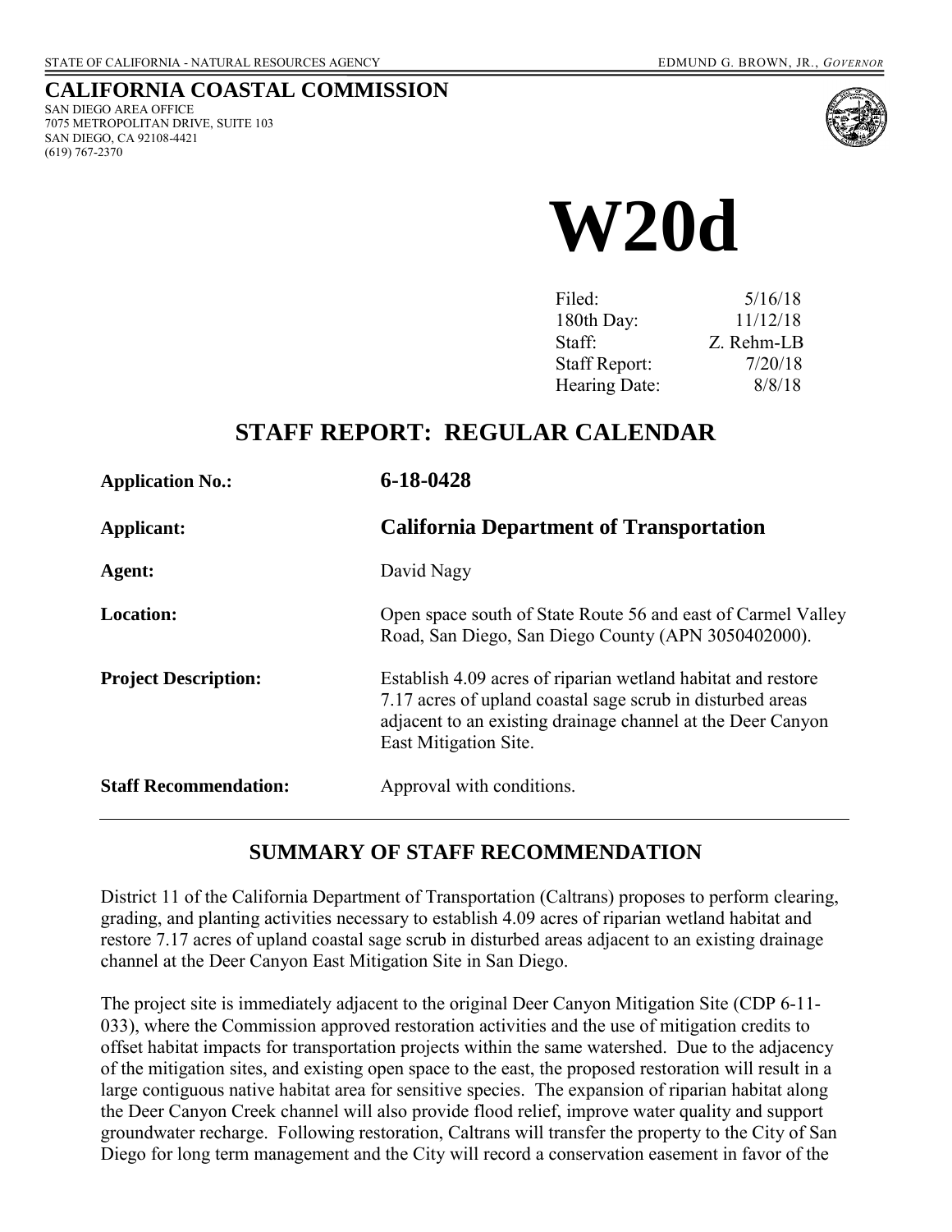STATE OF CALIFORNIA - NATURAL RESOURCES AGENCY — EDMUND G. BROWN, JR., *GOVERNOR*

# CALIFORNIA COASTAL COMMISSION

SAN DIEGO AREA OFFICE
7075 METROPOLITAN DRIVE, SUITE 103
SAN DIEGO, CA 92108-4421
(619) 767-2370

# W20d

| | |
|---|---|
| Filed: | 5/16/18 |
| 180th Day: | 11/12/18 |
| Staff: | Z. Rehm-LB |
| Staff Report: | 7/20/18 |
| Hearing Date: | 8/8/18 |

## STAFF REPORT: REGULAR CALENDAR

| | |
|---|---|
| **Application No.:** | **6-18-0428** |
| **Applicant:** | **California Department of Transportation** |
| **Agent:** | David Nagy |
| **Location:** | Open space south of State Route 56 and east of Carmel Valley Road, San Diego, San Diego County (APN 3050402000). |
| **Project Description:** | Establish 4.09 acres of riparian wetland habitat and restore 7.17 acres of upland coastal sage scrub in disturbed areas adjacent to an existing drainage channel at the Deer Canyon East Mitigation Site. |
| **Staff Recommendation:** | Approval with conditions. |

## SUMMARY OF STAFF RECOMMENDATION

District 11 of the California Department of Transportation (Caltrans) proposes to perform clearing, grading, and planting activities necessary to establish 4.09 acres of riparian wetland habitat and restore 7.17 acres of upland coastal sage scrub in disturbed areas adjacent to an existing drainage channel at the Deer Canyon East Mitigation Site in San Diego.

The project site is immediately adjacent to the original Deer Canyon Mitigation Site (CDP 6-11-033), where the Commission approved restoration activities and the use of mitigation credits to offset habitat impacts for transportation projects within the same watershed. Due to the adjacency of the mitigation sites, and existing open space to the east, the proposed restoration will result in a large contiguous native habitat area for sensitive species. The expansion of riparian habitat along the Deer Canyon Creek channel will also provide flood relief, improve water quality and support groundwater recharge. Following restoration, Caltrans will transfer the property to the City of San Diego for long term management and the City will record a conservation easement in favor of the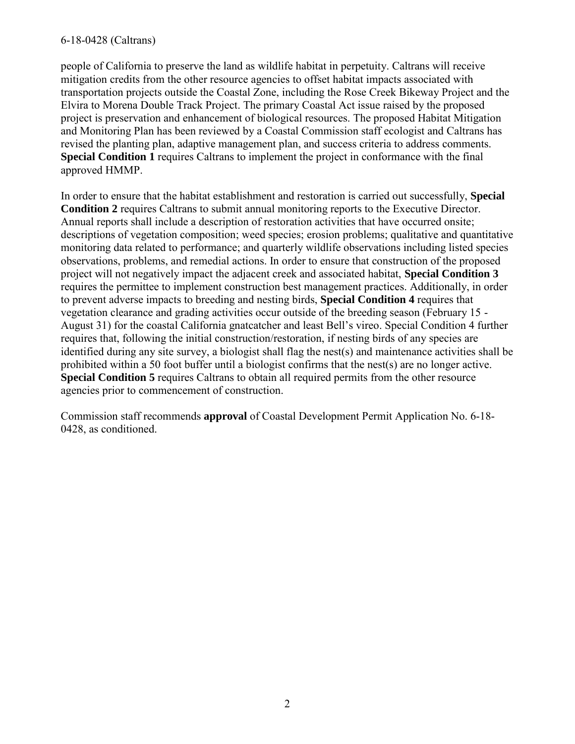people of California to preserve the land as wildlife habitat in perpetuity. Caltrans will receive mitigation credits from the other resource agencies to offset habitat impacts associated with transportation projects outside the Coastal Zone, including the Rose Creek Bikeway Project and the Elvira to Morena Double Track Project. The primary Coastal Act issue raised by the proposed project is preservation and enhancement of biological resources. The proposed Habitat Mitigation and Monitoring Plan has been reviewed by a Coastal Commission staff ecologist and Caltrans has revised the planting plan, adaptive management plan, and success criteria to address comments. **Special Condition 1** requires Caltrans to implement the project in conformance with the final approved HMMP.

In order to ensure that the habitat establishment and restoration is carried out successfully, **Special Condition 2** requires Caltrans to submit annual monitoring reports to the Executive Director. Annual reports shall include a description of restoration activities that have occurred onsite; descriptions of vegetation composition; weed species; erosion problems; qualitative and quantitative monitoring data related to performance; and quarterly wildlife observations including listed species observations, problems, and remedial actions. In order to ensure that construction of the proposed project will not negatively impact the adjacent creek and associated habitat, **Special Condition 3** requires the permittee to implement construction best management practices. Additionally, in order to prevent adverse impacts to breeding and nesting birds, **Special Condition 4** requires that vegetation clearance and grading activities occur outside of the breeding season (February 15 - August 31) for the coastal California gnatcatcher and least Bell's vireo. Special Condition 4 further requires that, following the initial construction/restoration, if nesting birds of any species are identified during any site survey, a biologist shall flag the nest(s) and maintenance activities shall be prohibited within a 50 foot buffer until a biologist confirms that the nest(s) are no longer active. **Special Condition 5** requires Caltrans to obtain all required permits from the other resource agencies prior to commencement of construction.

Commission staff recommends **approval** of Coastal Development Permit Application No. 6-18-0428, as conditioned.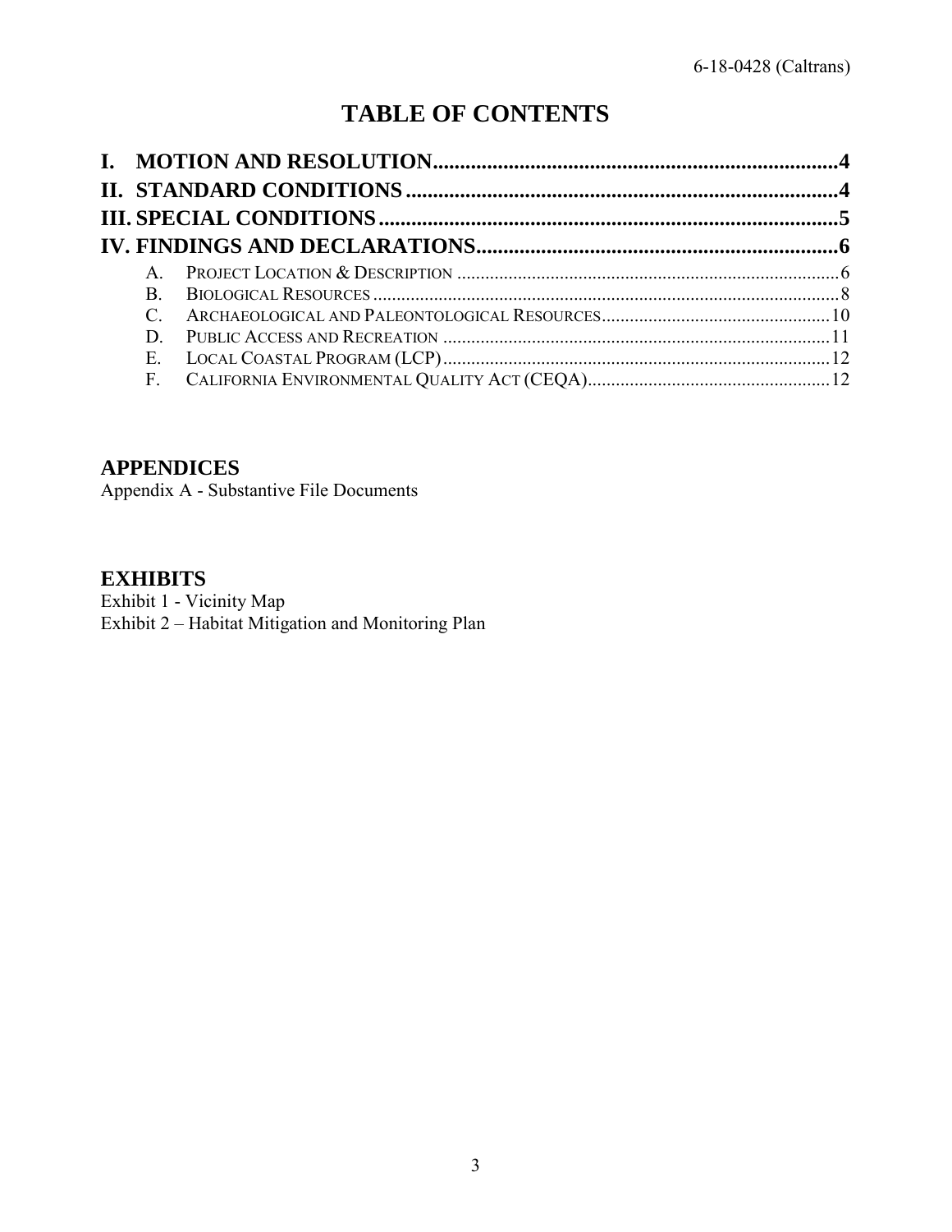# TABLE OF CONTENTS

**I. MOTION AND RESOLUTION........................................................................4**

**II. STANDARD CONDITIONS..........................................................................4**

**III. SPECIAL CONDITIONS...........................................................................5**

**IV. FINDINGS AND DECLARATIONS...............................................................6**

- A. PROJECT LOCATION & DESCRIPTION ......................................................6
- B. BIOLOGICAL RESOURCES ......................................................................8
- C. ARCHAEOLOGICAL AND PALEONTOLOGICAL RESOURCES..............................10
- D. PUBLIC ACCESS AND RECREATION .........................................................11
- E. LOCAL COASTAL PROGRAM (LCP)...........................................................12
- F. CALIFORNIA ENVIRONMENTAL QUALITY ACT (CEQA)...................................12

## APPENDICES

Appendix A - Substantive File Documents

## EXHIBITS

Exhibit 1 - Vicinity Map

Exhibit 2 – Habitat Mitigation and Monitoring Plan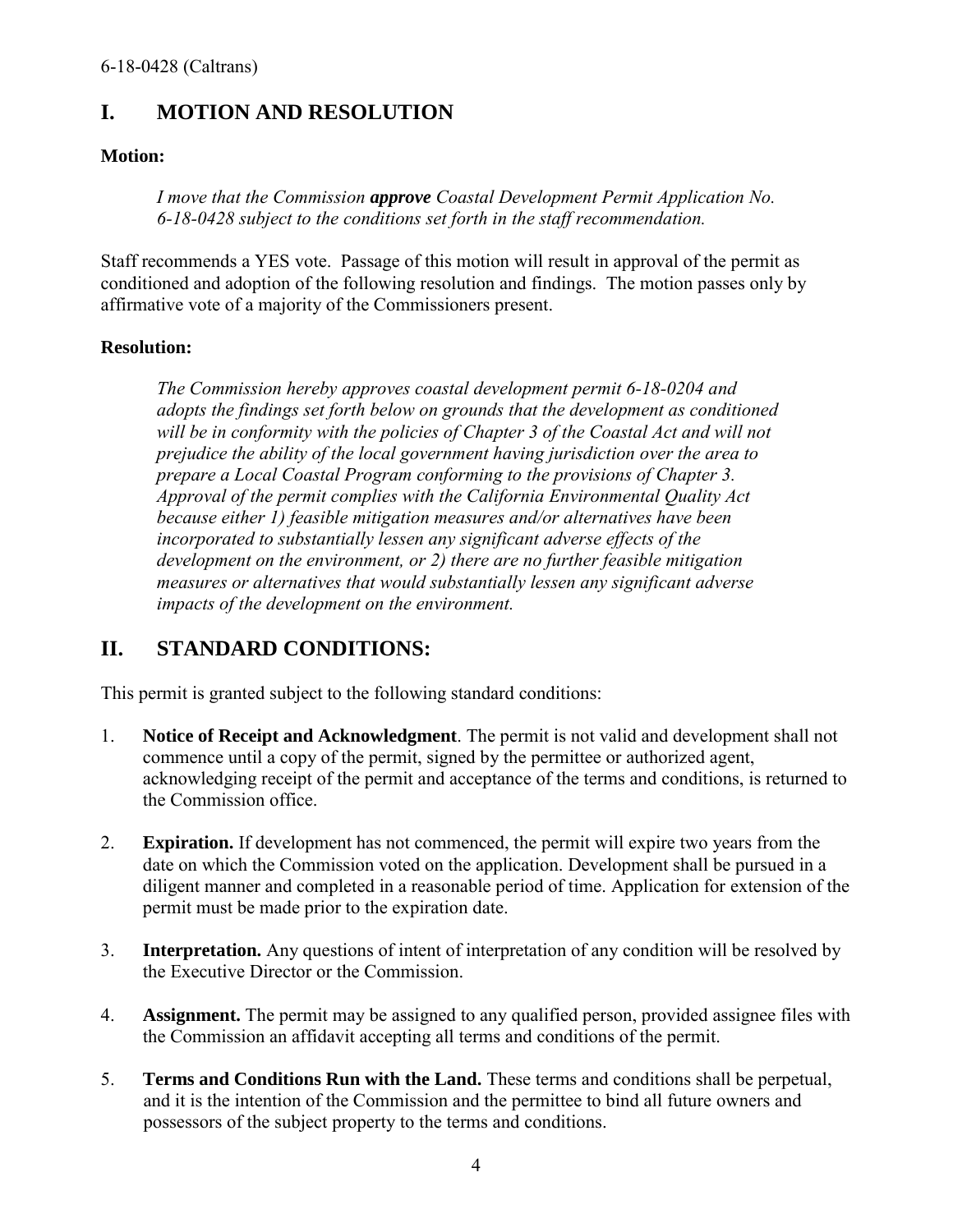# I. MOTION AND RESOLUTION

**Motion:**

> *I move that the Commission **approve** Coastal Development Permit Application No. 6-18-0428 subject to the conditions set forth in the staff recommendation.*

Staff recommends a YES vote. Passage of this motion will result in approval of the permit as conditioned and adoption of the following resolution and findings. The motion passes only by affirmative vote of a majority of the Commissioners present.

**Resolution:**

> *The Commission hereby approves coastal development permit 6-18-0204 and adopts the findings set forth below on grounds that the development as conditioned will be in conformity with the policies of Chapter 3 of the Coastal Act and will not prejudice the ability of the local government having jurisdiction over the area to prepare a Local Coastal Program conforming to the provisions of Chapter 3. Approval of the permit complies with the California Environmental Quality Act because either 1) feasible mitigation measures and/or alternatives have been incorporated to substantially lessen any significant adverse effects of the development on the environment, or 2) there are no further feasible mitigation measures or alternatives that would substantially lessen any significant adverse impacts of the development on the environment.*

# II. STANDARD CONDITIONS:

This permit is granted subject to the following standard conditions:

1. **Notice of Receipt and Acknowledgment**. The permit is not valid and development shall not commence until a copy of the permit, signed by the permittee or authorized agent, acknowledging receipt of the permit and acceptance of the terms and conditions, is returned to the Commission office.

2. **Expiration.** If development has not commenced, the permit will expire two years from the date on which the Commission voted on the application. Development shall be pursued in a diligent manner and completed in a reasonable period of time. Application for extension of the permit must be made prior to the expiration date.

3. **Interpretation.** Any questions of intent of interpretation of any condition will be resolved by the Executive Director or the Commission.

4. **Assignment.** The permit may be assigned to any qualified person, provided assignee files with the Commission an affidavit accepting all terms and conditions of the permit.

5. **Terms and Conditions Run with the Land.** These terms and conditions shall be perpetual, and it is the intention of the Commission and the permittee to bind all future owners and possessors of the subject property to the terms and conditions.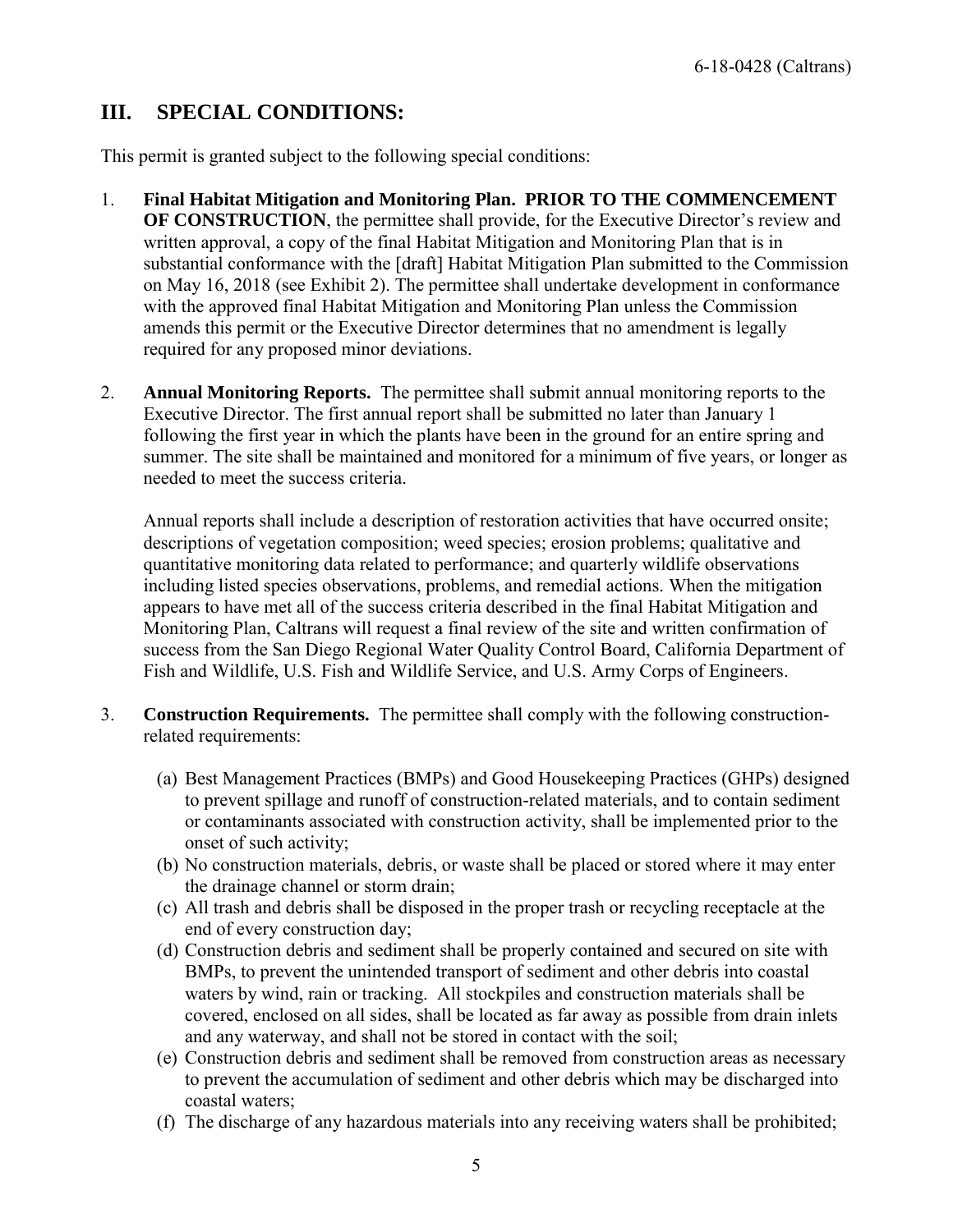## III. SPECIAL CONDITIONS:

This permit is granted subject to the following special conditions:

1. **Final Habitat Mitigation and Monitoring Plan. PRIOR TO THE COMMENCEMENT OF CONSTRUCTION**, the permittee shall provide, for the Executive Director's review and written approval, a copy of the final Habitat Mitigation and Monitoring Plan that is in substantial conformance with the [draft] Habitat Mitigation Plan submitted to the Commission on May 16, 2018 (see Exhibit 2). The permittee shall undertake development in conformance with the approved final Habitat Mitigation and Monitoring Plan unless the Commission amends this permit or the Executive Director determines that no amendment is legally required for any proposed minor deviations.

2. **Annual Monitoring Reports.** The permittee shall submit annual monitoring reports to the Executive Director. The first annual report shall be submitted no later than January 1 following the first year in which the plants have been in the ground for an entire spring and summer. The site shall be maintained and monitored for a minimum of five years, or longer as needed to meet the success criteria.

   Annual reports shall include a description of restoration activities that have occurred onsite; descriptions of vegetation composition; weed species; erosion problems; qualitative and quantitative monitoring data related to performance; and quarterly wildlife observations including listed species observations, problems, and remedial actions. When the mitigation appears to have met all of the success criteria described in the final Habitat Mitigation and Monitoring Plan, Caltrans will request a final review of the site and written confirmation of success from the San Diego Regional Water Quality Control Board, California Department of Fish and Wildlife, U.S. Fish and Wildlife Service, and U.S. Army Corps of Engineers.

3. **Construction Requirements.** The permittee shall comply with the following construction-related requirements:

   (a) Best Management Practices (BMPs) and Good Housekeeping Practices (GHPs) designed to prevent spillage and runoff of construction-related materials, and to contain sediment or contaminants associated with construction activity, shall be implemented prior to the onset of such activity;
   (b) No construction materials, debris, or waste shall be placed or stored where it may enter the drainage channel or storm drain;
   (c) All trash and debris shall be disposed in the proper trash or recycling receptacle at the end of every construction day;
   (d) Construction debris and sediment shall be properly contained and secured on site with BMPs, to prevent the unintended transport of sediment and other debris into coastal waters by wind, rain or tracking. All stockpiles and construction materials shall be covered, enclosed on all sides, shall be located as far away as possible from drain inlets and any waterway, and shall not be stored in contact with the soil;
   (e) Construction debris and sediment shall be removed from construction areas as necessary to prevent the accumulation of sediment and other debris which may be discharged into coastal waters;
   (f) The discharge of any hazardous materials into any receiving waters shall be prohibited;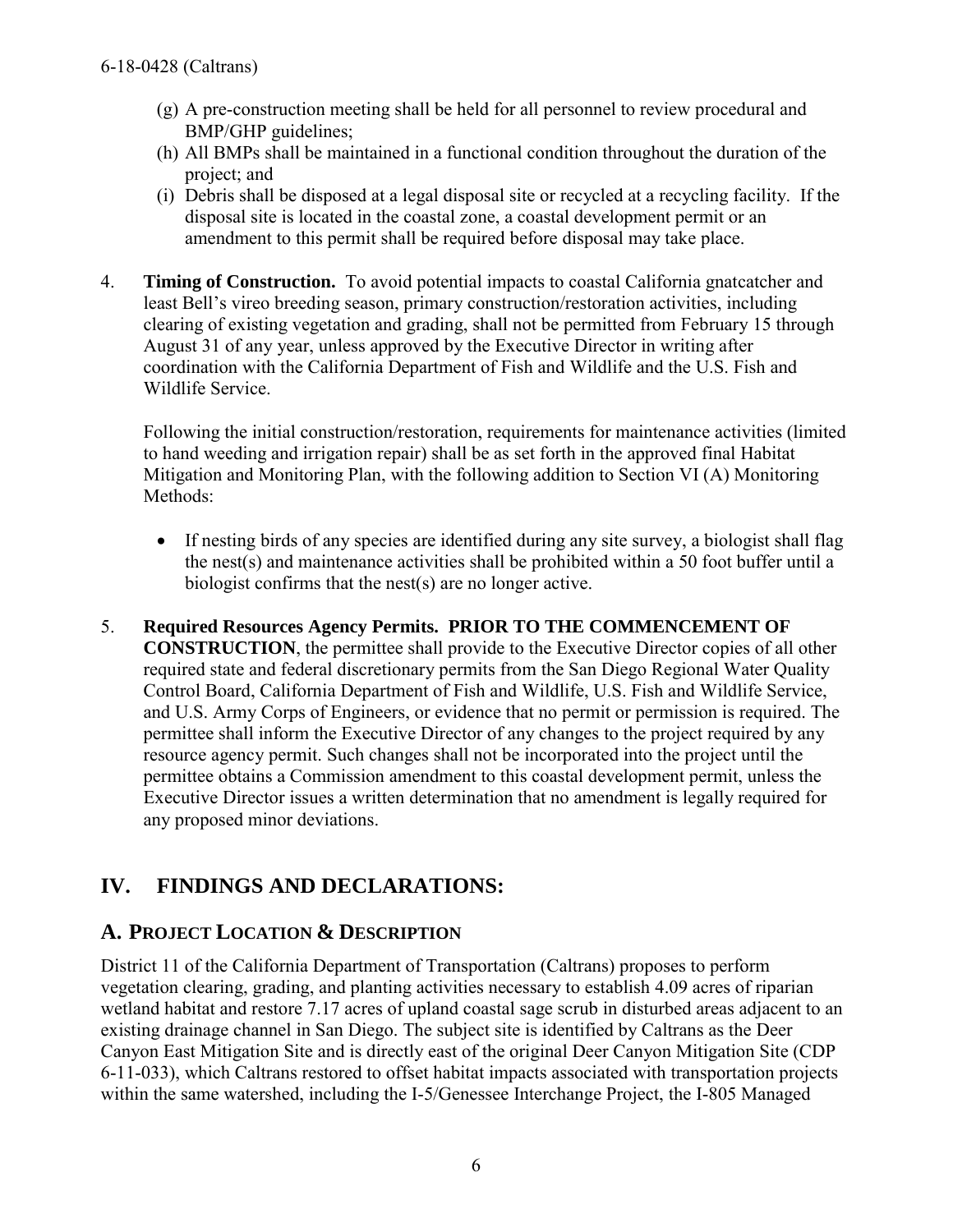(g) A pre-construction meeting shall be held for all personnel to review procedural and BMP/GHP guidelines;

(h) All BMPs shall be maintained in a functional condition throughout the duration of the project; and

(i) Debris shall be disposed at a legal disposal site or recycled at a recycling facility. If the disposal site is located in the coastal zone, a coastal development permit or an amendment to this permit shall be required before disposal may take place.

4. **Timing of Construction.** To avoid potential impacts to coastal California gnatcatcher and least Bell's vireo breeding season, primary construction/restoration activities, including clearing of existing vegetation and grading, shall not be permitted from February 15 through August 31 of any year, unless approved by the Executive Director in writing after coordination with the California Department of Fish and Wildlife and the U.S. Fish and Wildlife Service.

   Following the initial construction/restoration, requirements for maintenance activities (limited to hand weeding and irrigation repair) shall be as set forth in the approved final Habitat Mitigation and Monitoring Plan, with the following addition to Section VI (A) Monitoring Methods:

   - If nesting birds of any species are identified during any site survey, a biologist shall flag the nest(s) and maintenance activities shall be prohibited within a 50 foot buffer until a biologist confirms that the nest(s) are no longer active.

5. **Required Resources Agency Permits. PRIOR TO THE COMMENCEMENT OF CONSTRUCTION**, the permittee shall provide to the Executive Director copies of all other required state and federal discretionary permits from the San Diego Regional Water Quality Control Board, California Department of Fish and Wildlife, U.S. Fish and Wildlife Service, and U.S. Army Corps of Engineers, or evidence that no permit or permission is required. The permittee shall inform the Executive Director of any changes to the project required by any resource agency permit. Such changes shall not be incorporated into the project until the permittee obtains a Commission amendment to this coastal development permit, unless the Executive Director issues a written determination that no amendment is legally required for any proposed minor deviations.

# IV. FINDINGS AND DECLARATIONS:

## A. PROJECT LOCATION & DESCRIPTION

District 11 of the California Department of Transportation (Caltrans) proposes to perform vegetation clearing, grading, and planting activities necessary to establish 4.09 acres of riparian wetland habitat and restore 7.17 acres of upland coastal sage scrub in disturbed areas adjacent to an existing drainage channel in San Diego. The subject site is identified by Caltrans as the Deer Canyon East Mitigation Site and is directly east of the original Deer Canyon Mitigation Site (CDP 6-11-033), which Caltrans restored to offset habitat impacts associated with transportation projects within the same watershed, including the I-5/Genessee Interchange Project, the I-805 Managed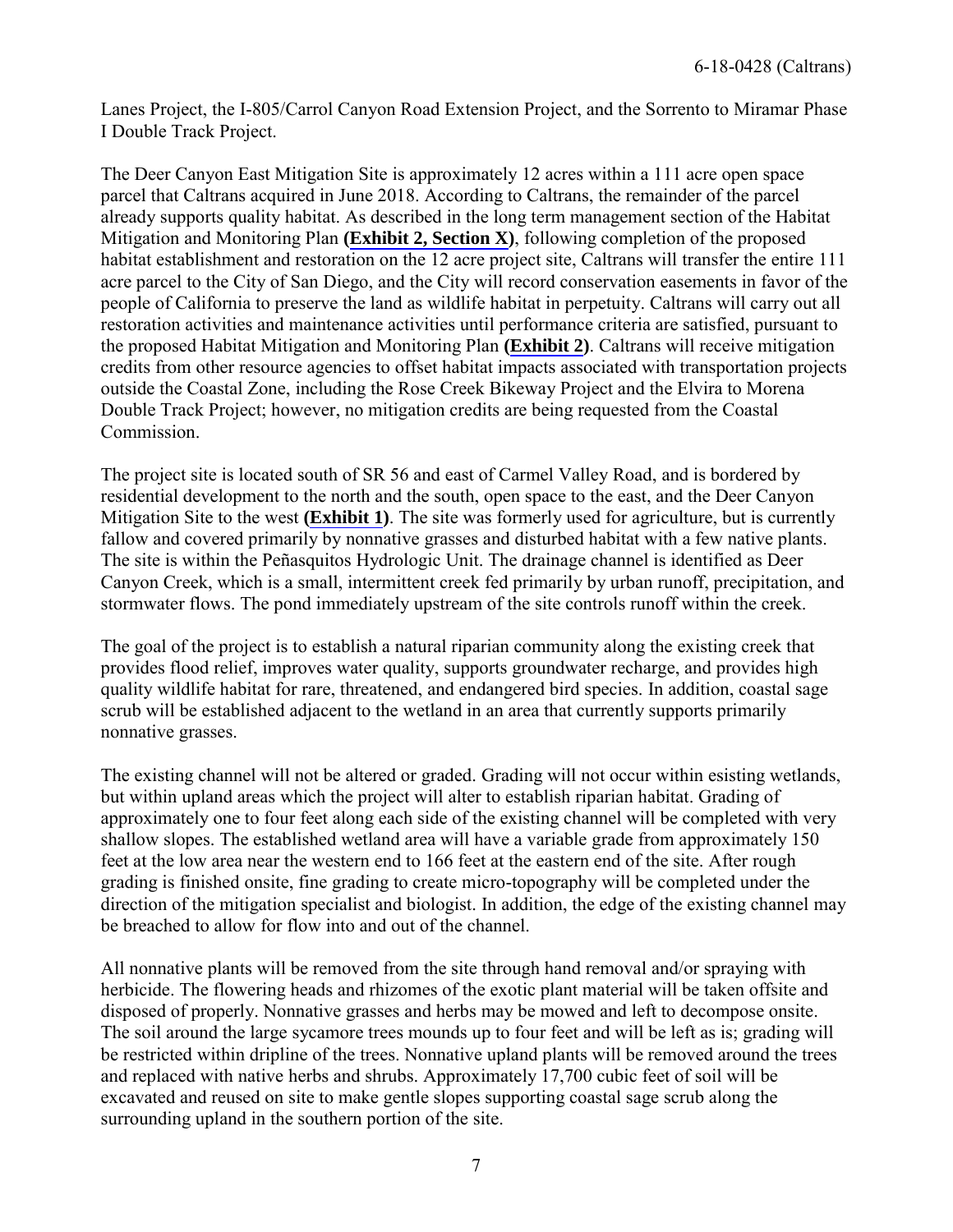Lanes Project, the I-805/Carrol Canyon Road Extension Project, and the Sorrento to Miramar Phase I Double Track Project.

The Deer Canyon East Mitigation Site is approximately 12 acres within a 111 acre open space parcel that Caltrans acquired in June 2018. According to Caltrans, the remainder of the parcel already supports quality habitat. As described in the long term management section of the Habitat Mitigation and Monitoring Plan **(Exhibit 2, Section X)**, following completion of the proposed habitat establishment and restoration on the 12 acre project site, Caltrans will transfer the entire 111 acre parcel to the City of San Diego, and the City will record conservation easements in favor of the people of California to preserve the land as wildlife habitat in perpetuity. Caltrans will carry out all restoration activities and maintenance activities until performance criteria are satisfied, pursuant to the proposed Habitat Mitigation and Monitoring Plan **(Exhibit 2)**. Caltrans will receive mitigation credits from other resource agencies to offset habitat impacts associated with transportation projects outside the Coastal Zone, including the Rose Creek Bikeway Project and the Elvira to Morena Double Track Project; however, no mitigation credits are being requested from the Coastal Commission.

The project site is located south of SR 56 and east of Carmel Valley Road, and is bordered by residential development to the north and the south, open space to the east, and the Deer Canyon Mitigation Site to the west **(Exhibit 1)**. The site was formerly used for agriculture, but is currently fallow and covered primarily by nonnative grasses and disturbed habitat with a few native plants. The site is within the Peñasquitos Hydrologic Unit. The drainage channel is identified as Deer Canyon Creek, which is a small, intermittent creek fed primarily by urban runoff, precipitation, and stormwater flows. The pond immediately upstream of the site controls runoff within the creek.

The goal of the project is to establish a natural riparian community along the existing creek that provides flood relief, improves water quality, supports groundwater recharge, and provides high quality wildlife habitat for rare, threatened, and endangered bird species. In addition, coastal sage scrub will be established adjacent to the wetland in an area that currently supports primarily nonnative grasses.

The existing channel will not be altered or graded. Grading will not occur within esisting wetlands, but within upland areas which the project will alter to establish riparian habitat. Grading of approximately one to four feet along each side of the existing channel will be completed with very shallow slopes. The established wetland area will have a variable grade from approximately 150 feet at the low area near the western end to 166 feet at the eastern end of the site. After rough grading is finished onsite, fine grading to create micro-topography will be completed under the direction of the mitigation specialist and biologist. In addition, the edge of the existing channel may be breached to allow for flow into and out of the channel.

All nonnative plants will be removed from the site through hand removal and/or spraying with herbicide. The flowering heads and rhizomes of the exotic plant material will be taken offsite and disposed of properly. Nonnative grasses and herbs may be mowed and left to decompose onsite. The soil around the large sycamore trees mounds up to four feet and will be left as is; grading will be restricted within dripline of the trees. Nonnative upland plants will be removed around the trees and replaced with native herbs and shrubs. Approximately 17,700 cubic feet of soil will be excavated and reused on site to make gentle slopes supporting coastal sage scrub along the surrounding upland in the southern portion of the site.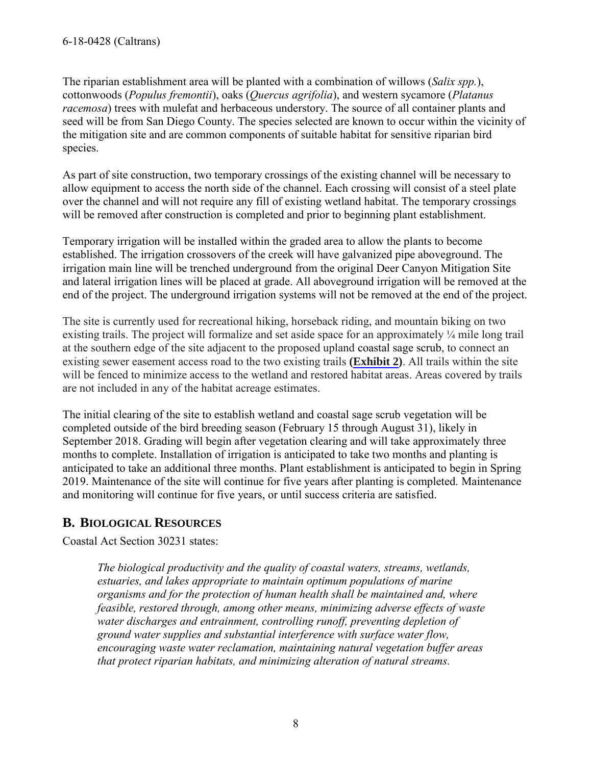The riparian establishment area will be planted with a combination of willows (*Salix spp.*), cottonwoods (*Populus fremontii*), oaks (*Quercus agrifolia*), and western sycamore (*Platanus racemosa*) trees with mulefat and herbaceous understory. The source of all container plants and seed will be from San Diego County. The species selected are known to occur within the vicinity of the mitigation site and are common components of suitable habitat for sensitive riparian bird species.

As part of site construction, two temporary crossings of the existing channel will be necessary to allow equipment to access the north side of the channel. Each crossing will consist of a steel plate over the channel and will not require any fill of existing wetland habitat. The temporary crossings will be removed after construction is completed and prior to beginning plant establishment.

Temporary irrigation will be installed within the graded area to allow the plants to become established. The irrigation crossovers of the creek will have galvanized pipe aboveground. The irrigation main line will be trenched underground from the original Deer Canyon Mitigation Site and lateral irrigation lines will be placed at grade. All aboveground irrigation will be removed at the end of the project. The underground irrigation systems will not be removed at the end of the project.

The site is currently used for recreational hiking, horseback riding, and mountain biking on two existing trails. The project will formalize and set aside space for an approximately ¼ mile long trail at the southern edge of the site adjacent to the proposed upland coastal sage scrub, to connect an existing sewer easement access road to the two existing trails **(Exhibit 2)**. All trails within the site will be fenced to minimize access to the wetland and restored habitat areas. Areas covered by trails are not included in any of the habitat acreage estimates.

The initial clearing of the site to establish wetland and coastal sage scrub vegetation will be completed outside of the bird breeding season (February 15 through August 31), likely in September 2018. Grading will begin after vegetation clearing and will take approximately three months to complete. Installation of irrigation is anticipated to take two months and planting is anticipated to take an additional three months. Plant establishment is anticipated to begin in Spring 2019. Maintenance of the site will continue for five years after planting is completed. Maintenance and monitoring will continue for five years, or until success criteria are satisfied.

## B. BIOLOGICAL RESOURCES

Coastal Act Section 30231 states:

> *The biological productivity and the quality of coastal waters, streams, wetlands, estuaries, and lakes appropriate to maintain optimum populations of marine organisms and for the protection of human health shall be maintained and, where feasible, restored through, among other means, minimizing adverse effects of waste water discharges and entrainment, controlling runoff, preventing depletion of ground water supplies and substantial interference with surface water flow, encouraging waste water reclamation, maintaining natural vegetation buffer areas that protect riparian habitats, and minimizing alteration of natural streams.*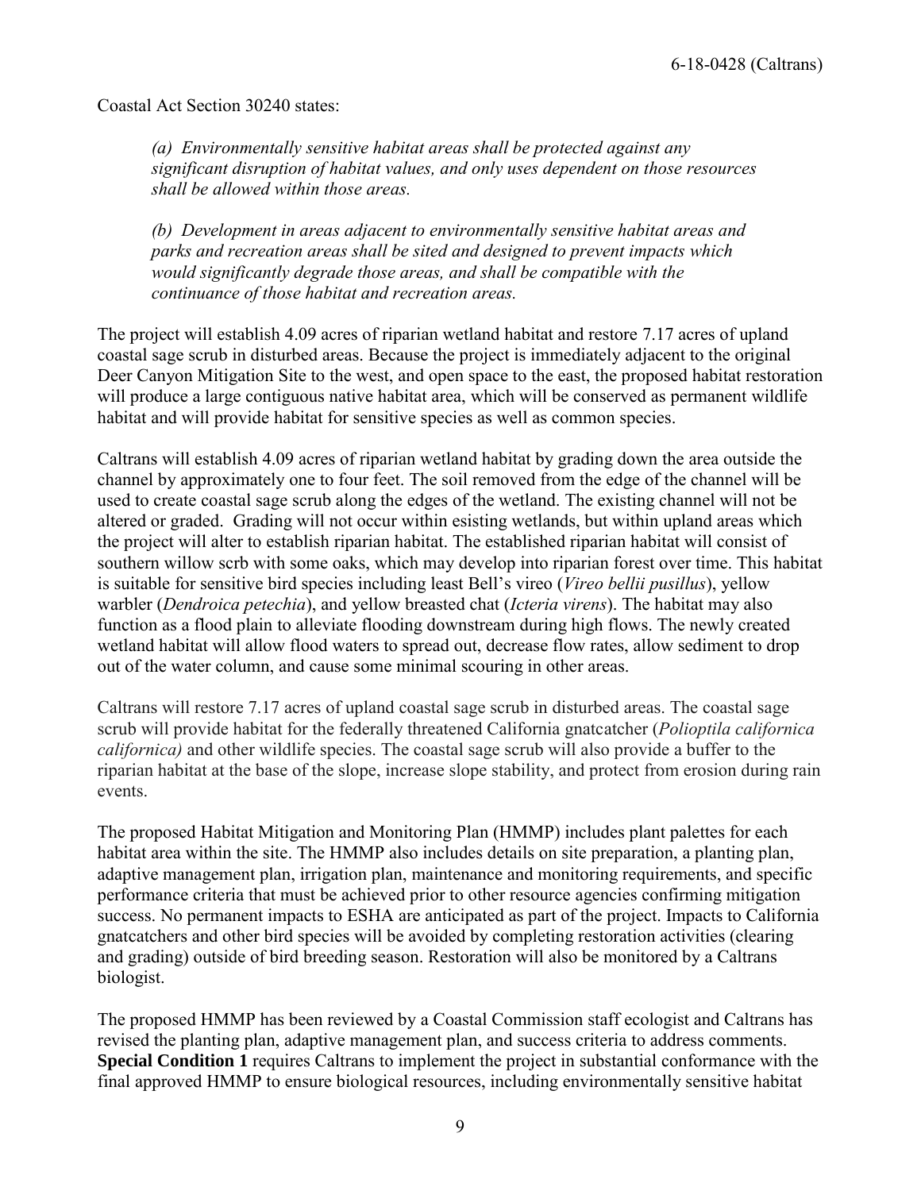Coastal Act Section 30240 states:

> *(a) Environmentally sensitive habitat areas shall be protected against any significant disruption of habitat values, and only uses dependent on those resources shall be allowed within those areas.*
>
> *(b) Development in areas adjacent to environmentally sensitive habitat areas and parks and recreation areas shall be sited and designed to prevent impacts which would significantly degrade those areas, and shall be compatible with the continuance of those habitat and recreation areas.*

The project will establish 4.09 acres of riparian wetland habitat and restore 7.17 acres of upland coastal sage scrub in disturbed areas. Because the project is immediately adjacent to the original Deer Canyon Mitigation Site to the west, and open space to the east, the proposed habitat restoration will produce a large contiguous native habitat area, which will be conserved as permanent wildlife habitat and will provide habitat for sensitive species as well as common species.

Caltrans will establish 4.09 acres of riparian wetland habitat by grading down the area outside the channel by approximately one to four feet. The soil removed from the edge of the channel will be used to create coastal sage scrub along the edges of the wetland. The existing channel will not be altered or graded. Grading will not occur within esisting wetlands, but within upland areas which the project will alter to establish riparian habitat. The established riparian habitat will consist of southern willow scrb with some oaks, which may develop into riparian forest over time. This habitat is suitable for sensitive bird species including least Bell's vireo (*Vireo bellii pusillus*), yellow warbler (*Dendroica petechia*), and yellow breasted chat (*Icteria virens*). The habitat may also function as a flood plain to alleviate flooding downstream during high flows. The newly created wetland habitat will allow flood waters to spread out, decrease flow rates, allow sediment to drop out of the water column, and cause some minimal scouring in other areas.

Caltrans will restore 7.17 acres of upland coastal sage scrub in disturbed areas. The coastal sage scrub will provide habitat for the federally threatened California gnatcatcher (*Polioptila californica californica)* and other wildlife species. The coastal sage scrub will also provide a buffer to the riparian habitat at the base of the slope, increase slope stability, and protect from erosion during rain events.

The proposed Habitat Mitigation and Monitoring Plan (HMMP) includes plant palettes for each habitat area within the site. The HMMP also includes details on site preparation, a planting plan, adaptive management plan, irrigation plan, maintenance and monitoring requirements, and specific performance criteria that must be achieved prior to other resource agencies confirming mitigation success. No permanent impacts to ESHA are anticipated as part of the project. Impacts to California gnatcatchers and other bird species will be avoided by completing restoration activities (clearing and grading) outside of bird breeding season. Restoration will also be monitored by a Caltrans biologist.

The proposed HMMP has been reviewed by a Coastal Commission staff ecologist and Caltrans has revised the planting plan, adaptive management plan, and success criteria to address comments. **Special Condition 1** requires Caltrans to implement the project in substantial conformance with the final approved HMMP to ensure biological resources, including environmentally sensitive habitat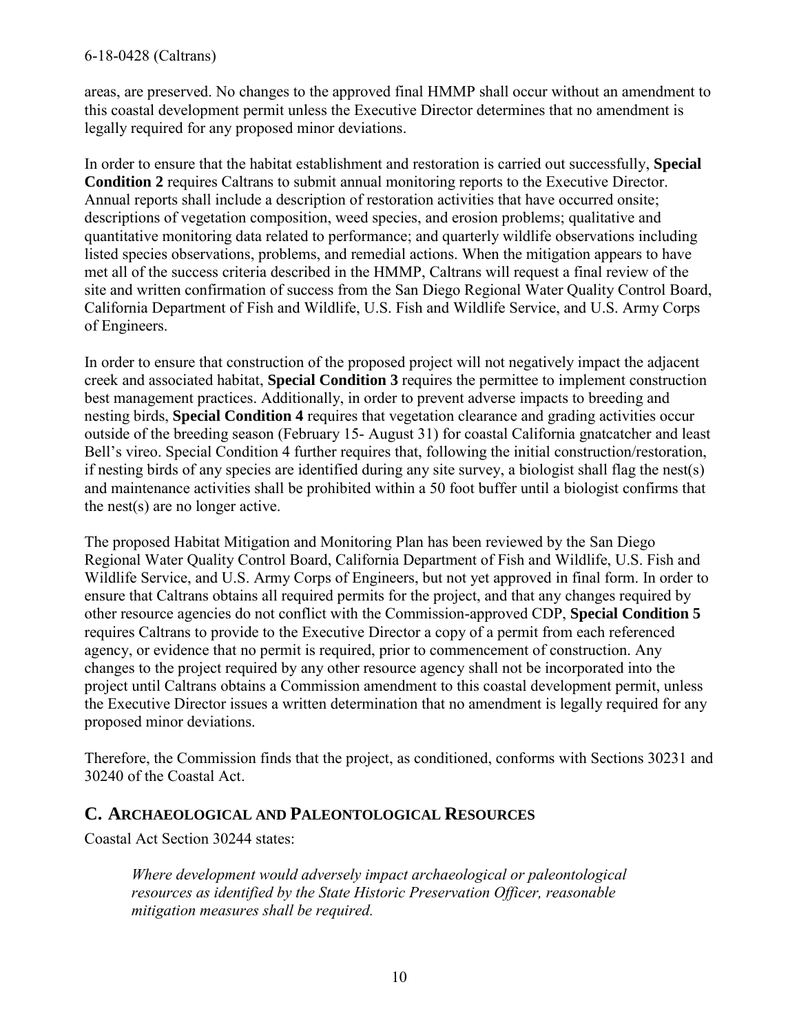areas, are preserved. No changes to the approved final HMMP shall occur without an amendment to this coastal development permit unless the Executive Director determines that no amendment is legally required for any proposed minor deviations.

In order to ensure that the habitat establishment and restoration is carried out successfully, **Special Condition 2** requires Caltrans to submit annual monitoring reports to the Executive Director. Annual reports shall include a description of restoration activities that have occurred onsite; descriptions of vegetation composition, weed species, and erosion problems; qualitative and quantitative monitoring data related to performance; and quarterly wildlife observations including listed species observations, problems, and remedial actions. When the mitigation appears to have met all of the success criteria described in the HMMP, Caltrans will request a final review of the site and written confirmation of success from the San Diego Regional Water Quality Control Board, California Department of Fish and Wildlife, U.S. Fish and Wildlife Service, and U.S. Army Corps of Engineers.

In order to ensure that construction of the proposed project will not negatively impact the adjacent creek and associated habitat, **Special Condition 3** requires the permittee to implement construction best management practices. Additionally, in order to prevent adverse impacts to breeding and nesting birds, **Special Condition 4** requires that vegetation clearance and grading activities occur outside of the breeding season (February 15- August 31) for coastal California gnatcatcher and least Bell's vireo. Special Condition 4 further requires that, following the initial construction/restoration, if nesting birds of any species are identified during any site survey, a biologist shall flag the nest(s) and maintenance activities shall be prohibited within a 50 foot buffer until a biologist confirms that the nest(s) are no longer active.

The proposed Habitat Mitigation and Monitoring Plan has been reviewed by the San Diego Regional Water Quality Control Board, California Department of Fish and Wildlife, U.S. Fish and Wildlife Service, and U.S. Army Corps of Engineers, but not yet approved in final form. In order to ensure that Caltrans obtains all required permits for the project, and that any changes required by other resource agencies do not conflict with the Commission-approved CDP, **Special Condition 5** requires Caltrans to provide to the Executive Director a copy of a permit from each referenced agency, or evidence that no permit is required, prior to commencement of construction. Any changes to the project required by any other resource agency shall not be incorporated into the project until Caltrans obtains a Commission amendment to this coastal development permit, unless the Executive Director issues a written determination that no amendment is legally required for any proposed minor deviations.

Therefore, the Commission finds that the project, as conditioned, conforms with Sections 30231 and 30240 of the Coastal Act.

## C. Archaeological and Paleontological Resources

Coastal Act Section 30244 states:

> *Where development would adversely impact archaeological or paleontological resources as identified by the State Historic Preservation Officer, reasonable mitigation measures shall be required.*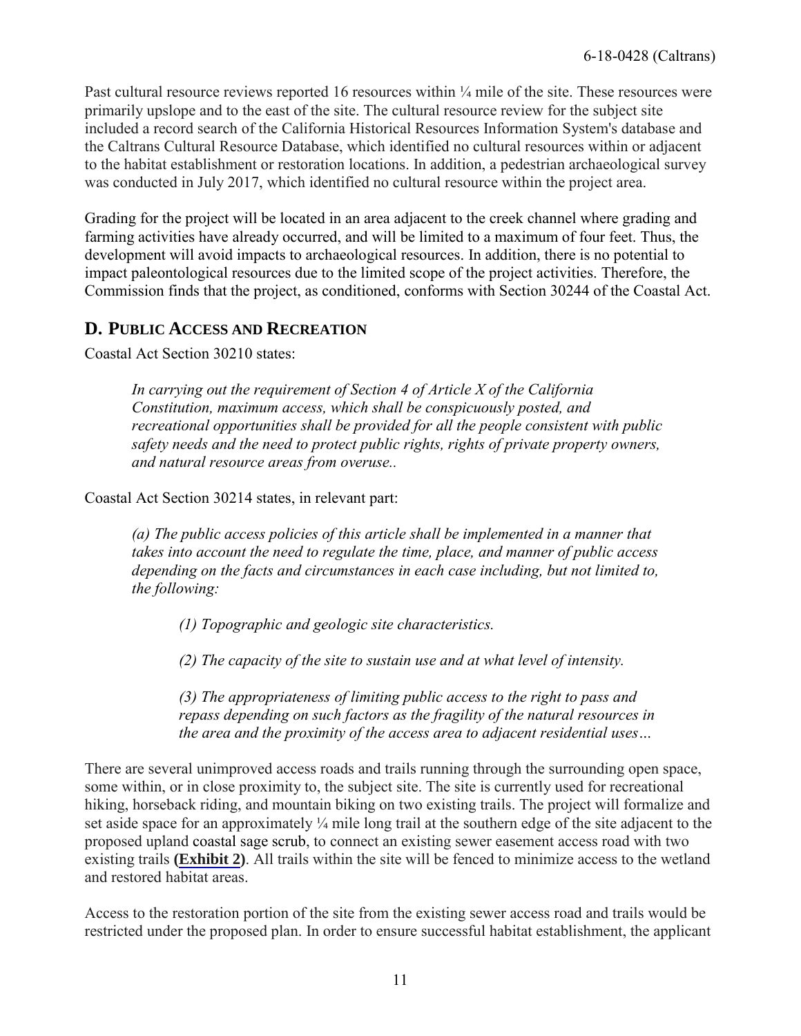Past cultural resource reviews reported 16 resources within ¼ mile of the site. These resources were primarily upslope and to the east of the site. The cultural resource review for the subject site included a record search of the California Historical Resources Information System's database and the Caltrans Cultural Resource Database, which identified no cultural resources within or adjacent to the habitat establishment or restoration locations. In addition, a pedestrian archaeological survey was conducted in July 2017, which identified no cultural resource within the project area.

Grading for the project will be located in an area adjacent to the creek channel where grading and farming activities have already occurred, and will be limited to a maximum of four feet. Thus, the development will avoid impacts to archaeological resources. In addition, there is no potential to impact paleontological resources due to the limited scope of the project activities. Therefore, the Commission finds that the project, as conditioned, conforms with Section 30244 of the Coastal Act.

## D. Public Access and Recreation

Coastal Act Section 30210 states:

> *In carrying out the requirement of Section 4 of Article X of the California Constitution, maximum access, which shall be conspicuously posted, and recreational opportunities shall be provided for all the people consistent with public safety needs and the need to protect public rights, rights of private property owners, and natural resource areas from overuse..*

Coastal Act Section 30214 states, in relevant part:

> *(a) The public access policies of this article shall be implemented in a manner that takes into account the need to regulate the time, place, and manner of public access depending on the facts and circumstances in each case including, but not limited to, the following:*
>
> > *(1) Topographic and geologic site characteristics.*
> >
> > *(2) The capacity of the site to sustain use and at what level of intensity.*
> >
> > *(3) The appropriateness of limiting public access to the right to pass and repass depending on such factors as the fragility of the natural resources in the area and the proximity of the access area to adjacent residential uses…*

There are several unimproved access roads and trails running through the surrounding open space, some within, or in close proximity to, the subject site. The site is currently used for recreational hiking, horseback riding, and mountain biking on two existing trails. The project will formalize and set aside space for an approximately ¼ mile long trail at the southern edge of the site adjacent to the proposed upland coastal sage scrub, to connect an existing sewer easement access road with two existing trails **(Exhibit 2)**. All trails within the site will be fenced to minimize access to the wetland and restored habitat areas.

Access to the restoration portion of the site from the existing sewer access road and trails would be restricted under the proposed plan. In order to ensure successful habitat establishment, the applicant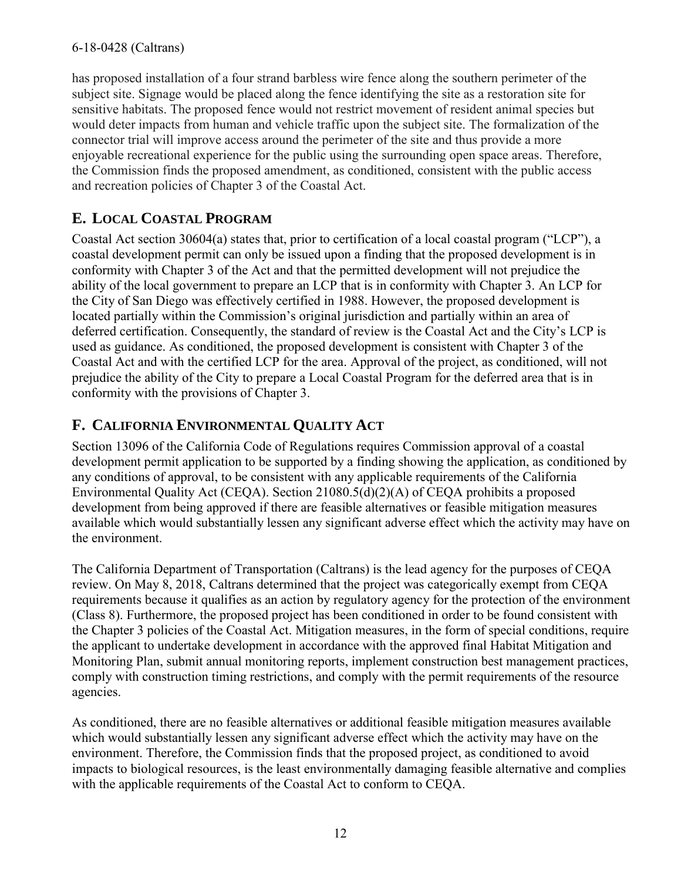has proposed installation of a four strand barbless wire fence along the southern perimeter of the subject site. Signage would be placed along the fence identifying the site as a restoration site for sensitive habitats. The proposed fence would not restrict movement of resident animal species but would deter impacts from human and vehicle traffic upon the subject site. The formalization of the connector trial will improve access around the perimeter of the site and thus provide a more enjoyable recreational experience for the public using the surrounding open space areas. Therefore, the Commission finds the proposed amendment, as conditioned, consistent with the public access and recreation policies of Chapter 3 of the Coastal Act.

## E. LOCAL COASTAL PROGRAM

Coastal Act section 30604(a) states that, prior to certification of a local coastal program ("LCP"), a coastal development permit can only be issued upon a finding that the proposed development is in conformity with Chapter 3 of the Act and that the permitted development will not prejudice the ability of the local government to prepare an LCP that is in conformity with Chapter 3. An LCP for the City of San Diego was effectively certified in 1988. However, the proposed development is located partially within the Commission's original jurisdiction and partially within an area of deferred certification. Consequently, the standard of review is the Coastal Act and the City's LCP is used as guidance. As conditioned, the proposed development is consistent with Chapter 3 of the Coastal Act and with the certified LCP for the area. Approval of the project, as conditioned, will not prejudice the ability of the City to prepare a Local Coastal Program for the deferred area that is in conformity with the provisions of Chapter 3.

## F. CALIFORNIA ENVIRONMENTAL QUALITY ACT

Section 13096 of the California Code of Regulations requires Commission approval of a coastal development permit application to be supported by a finding showing the application, as conditioned by any conditions of approval, to be consistent with any applicable requirements of the California Environmental Quality Act (CEQA). Section 21080.5(d)(2)(A) of CEQA prohibits a proposed development from being approved if there are feasible alternatives or feasible mitigation measures available which would substantially lessen any significant adverse effect which the activity may have on the environment.

The California Department of Transportation (Caltrans) is the lead agency for the purposes of CEQA review. On May 8, 2018, Caltrans determined that the project was categorically exempt from CEQA requirements because it qualifies as an action by regulatory agency for the protection of the environment (Class 8). Furthermore, the proposed project has been conditioned in order to be found consistent with the Chapter 3 policies of the Coastal Act. Mitigation measures, in the form of special conditions, require the applicant to undertake development in accordance with the approved final Habitat Mitigation and Monitoring Plan, submit annual monitoring reports, implement construction best management practices, comply with construction timing restrictions, and comply with the permit requirements of the resource agencies.

As conditioned, there are no feasible alternatives or additional feasible mitigation measures available which would substantially lessen any significant adverse effect which the activity may have on the environment. Therefore, the Commission finds that the proposed project, as conditioned to avoid impacts to biological resources, is the least environmentally damaging feasible alternative and complies with the applicable requirements of the Coastal Act to conform to CEQA.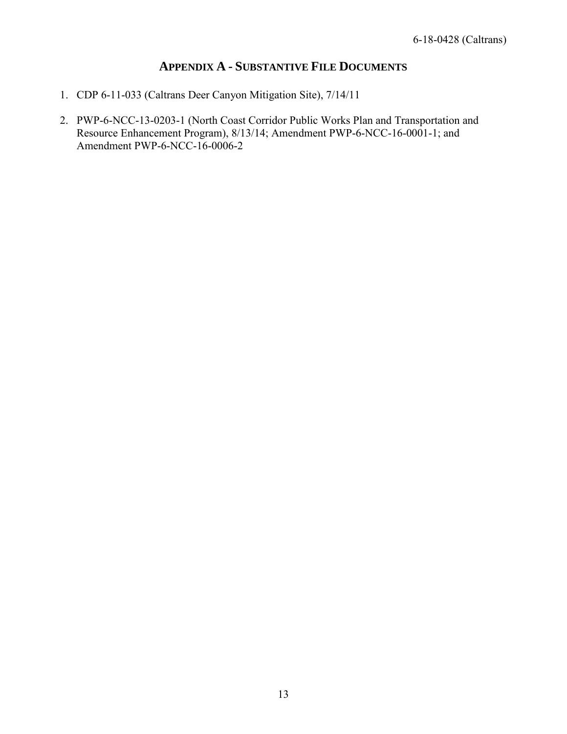# APPENDIX A - SUBSTANTIVE FILE DOCUMENTS

1. CDP 6-11-033 (Caltrans Deer Canyon Mitigation Site), 7/14/11

2. PWP-6-NCC-13-0203-1 (North Coast Corridor Public Works Plan and Transportation and Resource Enhancement Program), 8/13/14; Amendment PWP-6-NCC-16-0001-1; and Amendment PWP-6-NCC-16-0006-2